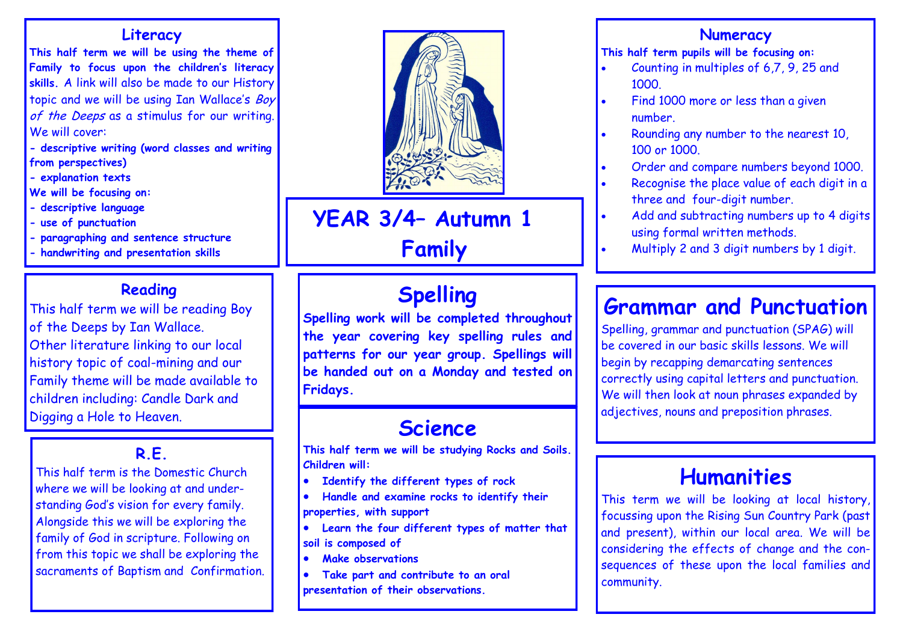# YEAR 3/4– Autumn 1
# Family

## Literacy

**This half term we will be using the theme of Family to focus upon the children's literacy skills.** A link will also be made to our History topic and we will be using Ian Wallace's *Boy of the Deeps* as a stimulus for our writing. We will cover:

**- descriptive writing (word classes and writing from perspectives)**
**- explanation texts**

**We will be focusing on:**

**- descriptive language**
**- use of punctuation**
**- paragraphing and sentence structure**
**- handwriting and presentation skills**

## Reading

This half term we will be reading Boy of the Deeps by Ian Wallace. Other literature linking to our local history topic of coal-mining and our Family theme will be made available to children including: Candle Dark and Digging a Hole to Heaven.

## R.E.

This half term is the Domestic Church where we will be looking at and understanding God's vision for every family. Alongside this we will be exploring the family of God in scripture. Following on from this topic we shall be exploring the sacraments of Baptism and Confirmation.

## Spelling

**Spelling work will be completed throughout the year covering key spelling rules and patterns for our year group. Spellings will be handed out on a Monday and tested on Fridays.**

## Science

**This half term we will be studying Rocks and Soils. Children will:**

- **Identify the different types of rock**
- **Handle and examine rocks to identify their properties, with support**
- **Learn the four different types of matter that soil is composed of**
- **Make observations**
- **Take part and contribute to an oral presentation of their observations.**

## Numeracy

**This half term pupils will be focusing on:**

- Counting in multiples of 6,7, 9, 25 and 1000.
- Find 1000 more or less than a given number.
- Rounding any number to the nearest 10, 100 or 1000.
- Order and compare numbers beyond 1000.
- Recognise the place value of each digit in a three and four-digit number.
- Add and subtracting numbers up to 4 digits using formal written methods.
- Multiply 2 and 3 digit numbers by 1 digit.

## Grammar and Punctuation

Spelling, grammar and punctuation (SPAG) will be covered in our basic skills lessons. We will begin by recapping demarcating sentences correctly using capital letters and punctuation. We will then look at noun phrases expanded by adjectives, nouns and preposition phrases.

## Humanities

This term we will be looking at local history, focussing upon the Rising Sun Country Park (past and present), within our local area. We will be considering the effects of change and the consequences of these upon the local families and community.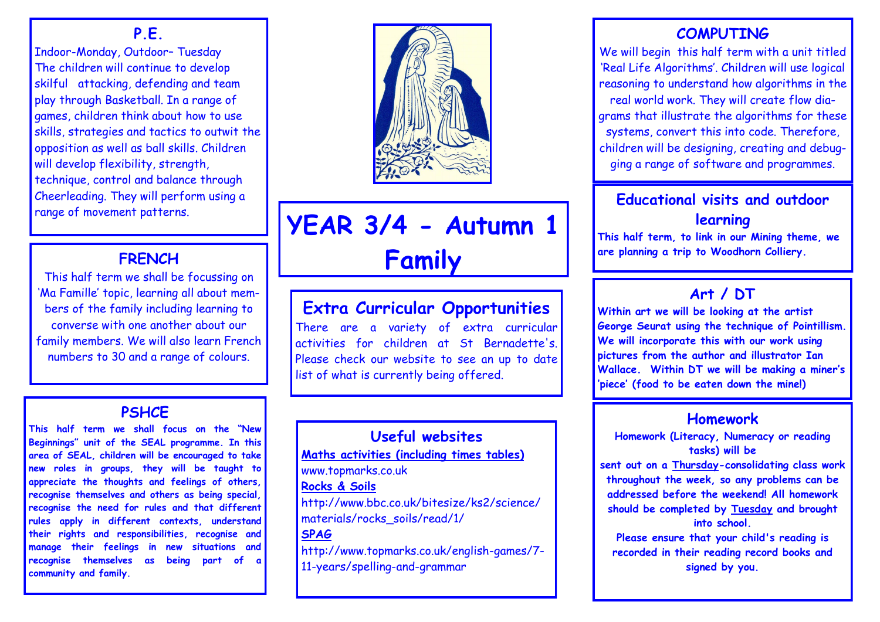# YEAR 3/4 - Autumn 1 Family

## P.E.

Indoor-Monday, Outdoor– Tuesday

The children will continue to develop skilful attacking, defending and team play through Basketball. In a range of games, children think about how to use skills, strategies and tactics to outwit the opposition as well as ball skills. Children will develop flexibility, strength, technique, control and balance through Cheerleading. They will perform using a range of movement patterns.

## FRENCH

This half term we shall be focussing on 'Ma Famille' topic, learning all about members of the family including learning to converse with one another about our family members. We will also learn French numbers to 30 and a range of colours.

## PSHCE

**This half term we shall focus on the "New Beginnings" unit of the SEAL programme. In this area of SEAL, children will be encouraged to take new roles in groups, they will be taught to appreciate the thoughts and feelings of others, recognise themselves and others as being special, recognise the need for rules and that different rules apply in different contexts, understand their rights and responsibilities, recognise and manage their feelings in new situations and recognise themselves as being part of a community and family.**

## Extra Curricular Opportunities

There are a variety of extra curricular activities for children at St Bernadette's. Please check our website to see an up to date list of what is currently being offered.

## Useful websites

**Maths activities (including times tables)**

www.topmarks.co.uk

**Rocks & Soils**

http://www.bbc.co.uk/bitesize/ks2/science/materials/rocks_soils/read/1/

**SPAG**

http://www.topmarks.co.uk/english-games/7-11-years/spelling-and-grammar

## COMPUTING

We will begin this half term with a unit titled 'Real Life Algorithms'. Children will use logical reasoning to understand how algorithms in the real world work. They will create flow diagrams that illustrate the algorithms for these systems, convert this into code. Therefore, children will be designing, creating and debugging a range of software and programmes.

## Educational visits and outdoor learning

**This half term, to link in our Mining theme, we are planning a trip to Woodhorn Colliery.**

## Art / DT

**Within art we will be looking at the artist George Seurat using the technique of Pointillism. We will incorporate this with our work using pictures from the author and illustrator Ian Wallace. Within DT we will be making a miner's 'piece' (food to be eaten down the mine!)**

## Homework

**Homework (Literacy, Numeracy or reading tasks) will be sent out on a Thursday-consolidating class work throughout the week, so any problems can be addressed before the weekend! All homework should be completed by Tuesday and brought into school.**

**Please ensure that your child's reading is recorded in their reading record books and signed by you.**